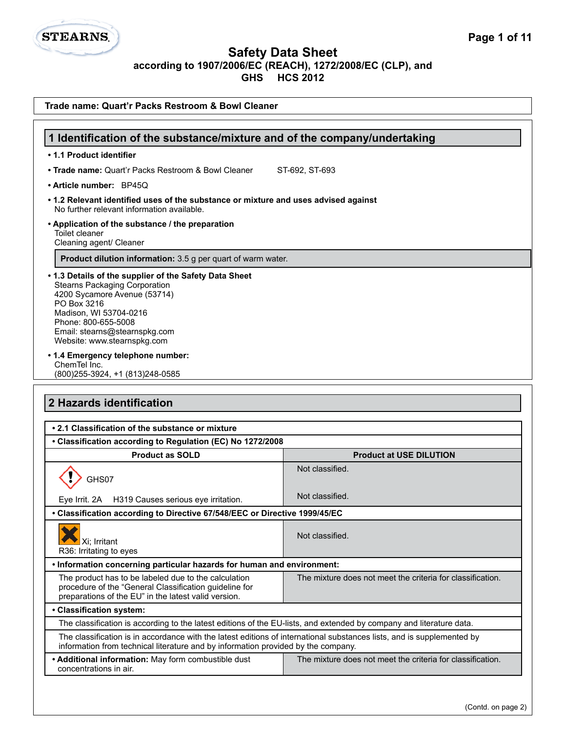# Safety Data Sheet

**according to 1907/2006/EC (REACH), 1272/2008/EC (CLP), and GHS HCS 2012**

**Trade name: Quart'r Packs Restroom & Bowl Cleaner**

## 1 Identification of the substance/mixture and of the company/undertaking

- **1.1 Product identifier**
- **Trade name:** Quart'r Packs Restroom & Bowl Cleaner ST-692, ST-693
- **Article number:** BP45Q
- **1.2 Relevant identified uses of the substance or mixture and uses advised against**
  No further relevant information available.
- **Application of the substance / the preparation**
  Toilet cleaner
  Cleaning agent/ Cleaner

**Product dilution information:** 3.5 g per quart of warm water.

- **1.3 Details of the supplier of the Safety Data Sheet**
  Stearns Packaging Corporation
  4200 Sycamore Avenue (53714)
  PO Box 3216
  Madison, WI 53704-0216
  Phone: 800-655-5008
  Email: stearns@stearnspkg.com
  Website: www.stearnspkg.com
- **1.4 Emergency telephone number:**
  ChemTel Inc.
  (800)255-3924, +1 (813)248-0585

## 2 Hazards identification

| • 2.1 Classification of the substance or mixture | |
|---|---|
| **• Classification according to Regulation (EC) No 1272/2008** | |
| **Product as SOLD** | **Product at USE DILUTION** |
| GHS07 | Not classified. |
| Eye Irrit. 2A H319 Causes serious eye irritation. | Not classified. |
| **• Classification according to Directive 67/548/EEC or Directive 1999/45/EC** | |
| Xi; Irritant<br>R36: Irritating to eyes | Not classified. |
| **• Information concerning particular hazards for human and environment:** | |
| The product has to be labeled due to the calculation procedure of the "General Classification guideline for preparations of the EU" in the latest version. | The mixture does not meet the criteria for classification. |
| **• Classification system:** | |
| The classification is according to the latest editions of the EU-lists, and extended by company and literature data. | |
| The classification is in accordance with the latest editions of international substances lists, and is supplemented by information from technical literature and by information provided by the company. | |
| **• Additional information:** May form combustible dust concentrations in air. | The mixture does not meet the criteria for classification. |

(Contd. on page 2)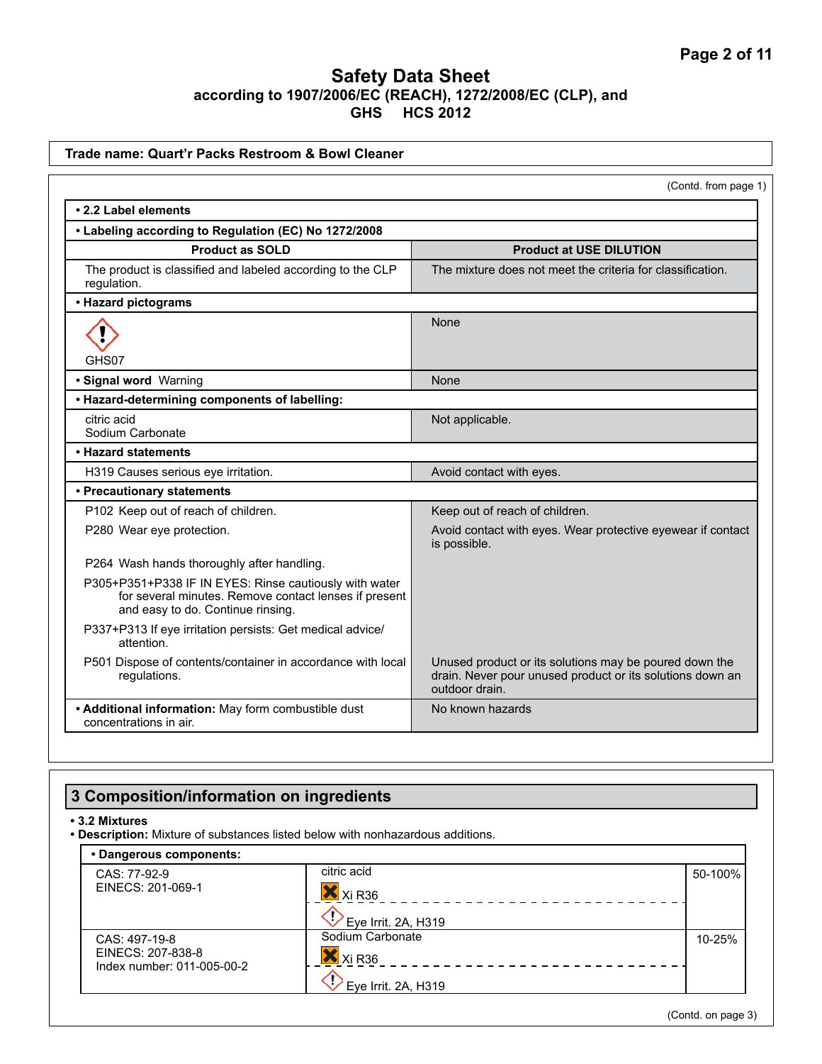# Safety Data Sheet

according to 1907/2006/EC (REACH), 1272/2008/EC (CLP), and GHS HCS 2012

**Trade name: Quart'r Packs Restroom & Bowl Cleaner**

(Contd. from page 1)

| **• 2.2 Label elements** | |
|---|---|
| **• Labeling according to Regulation (EC) No 1272/2008** | |
| **Product as SOLD** | **Product at USE DILUTION** |
| The product is classified and labeled according to the CLP regulation. | The mixture does not meet the criteria for classification. |
| **• Hazard pictograms** | |
| GHS07 | None |
| **• Signal word** Warning | None |
| **• Hazard-determining components of labelling:** | |
| citric acid<br>Sodium Carbonate | Not applicable. |
| **• Hazard statements** | |
| H319 Causes serious eye irritation. | Avoid contact with eyes. |
| **• Precautionary statements** | |
| P102 Keep out of reach of children. | Keep out of reach of children. |
| P280 Wear eye protection. | Avoid contact with eyes. Wear protective eyewear if contact is possible. |
| P264 Wash hands thoroughly after handling. | |
| P305+P351+P338 IF IN EYES: Rinse cautiously with water for several minutes. Remove contact lenses if present and easy to do. Continue rinsing. | |
| P337+P313 If eye irritation persists: Get medical advice/ attention. | |
| P501 Dispose of contents/container in accordance with local regulations. | Unused product or its solutions may be poured down the drain. Never pour unused product or its solutions down an outdoor drain. |
| **• Additional information:** May form combustible dust concentrations in air. | No known hazards |

## 3 Composition/information on ingredients

**• 3.2 Mixtures**

**• Description:** Mixture of substances listed below with nonhazardous additions.

| **• Dangerous components:** | | |
|---|---|---|
| CAS: 77-92-9<br>EINECS: 201-069-1 | citric acid<br>Xi R36<br>Eye Irrit. 2A, H319 | 50-100% |
| CAS: 497-19-8<br>EINECS: 207-838-8<br>Index number: 011-005-00-2 | Sodium Carbonate<br>Xi R36<br>Eye Irrit. 2A, H319 | 10-25% |

(Contd. on page 3)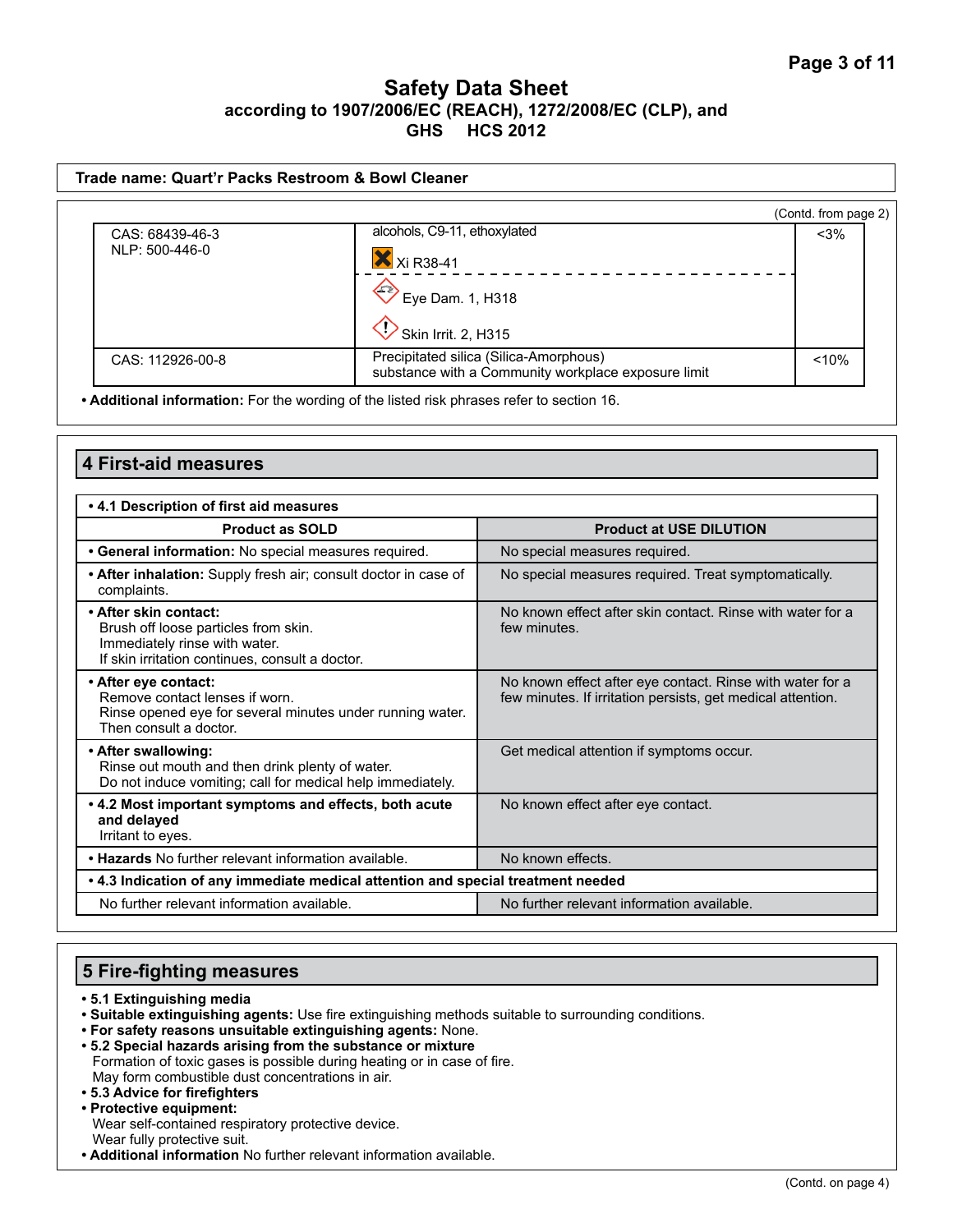Safety Data Sheet
according to 1907/2006/EC (REACH), 1272/2008/EC (CLP), and
GHS HCS 2012

**Trade name: Quart'r Packs Restroom & Bowl Cleaner**

(Contd. from page 2)

| | | |
|---|---|---|
| CAS: 68439-46-3<br>NLP: 500-446-0 | alcohols, C9-11, ethoxylated<br>Xi R38-41<br>Eye Dam. 1, H318<br>Skin Irrit. 2, H315 | <3% |
| CAS: 112926-00-8 | Precipitated silica (Silica-Amorphous)<br>substance with a Community workplace exposure limit | <10% |

• **Additional information:** For the wording of the listed risk phrases refer to section 16.

## 4 First-aid measures

| • **4.1 Description of first aid measures** | |
|---|---|
| **Product as SOLD** | **Product at USE DILUTION** |
| • **General information:** No special measures required. | No special measures required. |
| • **After inhalation:** Supply fresh air; consult doctor in case of complaints. | No special measures required. Treat symptomatically. |
| • **After skin contact:**<br>Brush off loose particles from skin.<br>Immediately rinse with water.<br>If skin irritation continues, consult a doctor. | No known effect after skin contact. Rinse with water for a few minutes. |
| • **After eye contact:**<br>Remove contact lenses if worn.<br>Rinse opened eye for several minutes under running water.<br>Then consult a doctor. | No known effect after eye contact. Rinse with water for a few minutes. If irritation persists, get medical attention. |
| • **After swallowing:**<br>Rinse out mouth and then drink plenty of water.<br>Do not induce vomiting; call for medical help immediately. | Get medical attention if symptoms occur. |
| • **4.2 Most important symptoms and effects, both acute and delayed**<br>Irritant to eyes. | No known effect after eye contact. |
| • **Hazards** No further relevant information available. | No known effects. |
| • **4.3 Indication of any immediate medical attention and special treatment needed** | |
| No further relevant information available. | No further relevant information available. |

## 5 Fire-fighting measures

- **5.1 Extinguishing media**
- **Suitable extinguishing agents:** Use fire extinguishing methods suitable to surrounding conditions.
- **For safety reasons unsuitable extinguishing agents:** None.
- **5.2 Special hazards arising from the substance or mixture**
  Formation of toxic gases is possible during heating or in case of fire.
  May form combustible dust concentrations in air.
- **5.3 Advice for firefighters**
- **Protective equipment:**
  Wear self-contained respiratory protective device.
  Wear fully protective suit.
- **Additional information** No further relevant information available.

(Contd. on page 4)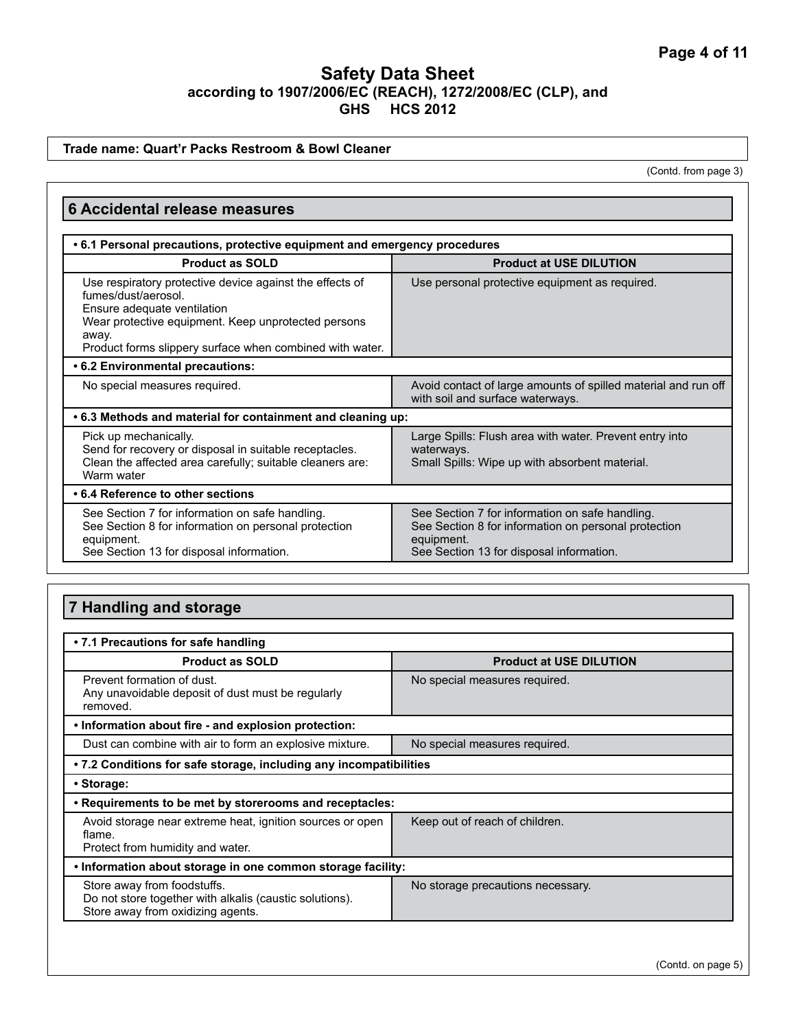# Safety Data Sheet
### according to 1907/2006/EC (REACH), 1272/2008/EC (CLP), and GHS HCS 2012

**Trade name: Quart'r Packs Restroom & Bowl Cleaner**

(Contd. from page 3)

## 6 Accidental release measures

| • 6.1 Personal precautions, protective equipment and emergency procedures | |
|---|---|
| **Product as SOLD** | **Product at USE DILUTION** |
| Use respiratory protective device against the effects of fumes/dust/aerosol.<br>Ensure adequate ventilation<br>Wear protective equipment. Keep unprotected persons away.<br>Product forms slippery surface when combined with water. | Use personal protective equipment as required. |
| **• 6.2 Environmental precautions:** | |
| No special measures required. | Avoid contact of large amounts of spilled material and run off with soil and surface waterways. |
| **• 6.3 Methods and material for containment and cleaning up:** | |
| Pick up mechanically.<br>Send for recovery or disposal in suitable receptacles.<br>Clean the affected area carefully; suitable cleaners are: Warm water | Large Spills: Flush area with water. Prevent entry into waterways.<br>Small Spills: Wipe up with absorbent material. |
| **• 6.4 Reference to other sections** | |
| See Section 7 for information on safe handling.<br>See Section 8 for information on personal protection equipment.<br>See Section 13 for disposal information. | See Section 7 for information on safe handling.<br>See Section 8 for information on personal protection equipment.<br>See Section 13 for disposal information. |

## 7 Handling and storage

| • 7.1 Precautions for safe handling | |
|---|---|
| **Product as SOLD** | **Product at USE DILUTION** |
| Prevent formation of dust.<br>Any unavoidable deposit of dust must be regularly removed. | No special measures required. |
| **• Information about fire - and explosion protection:** | |
| Dust can combine with air to form an explosive mixture. | No special measures required. |
| **• 7.2 Conditions for safe storage, including any incompatibilities** | |
| **• Storage:** | |
| **• Requirements to be met by storerooms and receptacles:** | |
| Avoid storage near extreme heat, ignition sources or open flame.<br>Protect from humidity and water. | Keep out of reach of children. |
| **• Information about storage in one common storage facility:** | |
| Store away from foodstuffs.<br>Do not store together with alkalis (caustic solutions).<br>Store away from oxidizing agents. | No storage precautions necessary. |

(Contd. on page 5)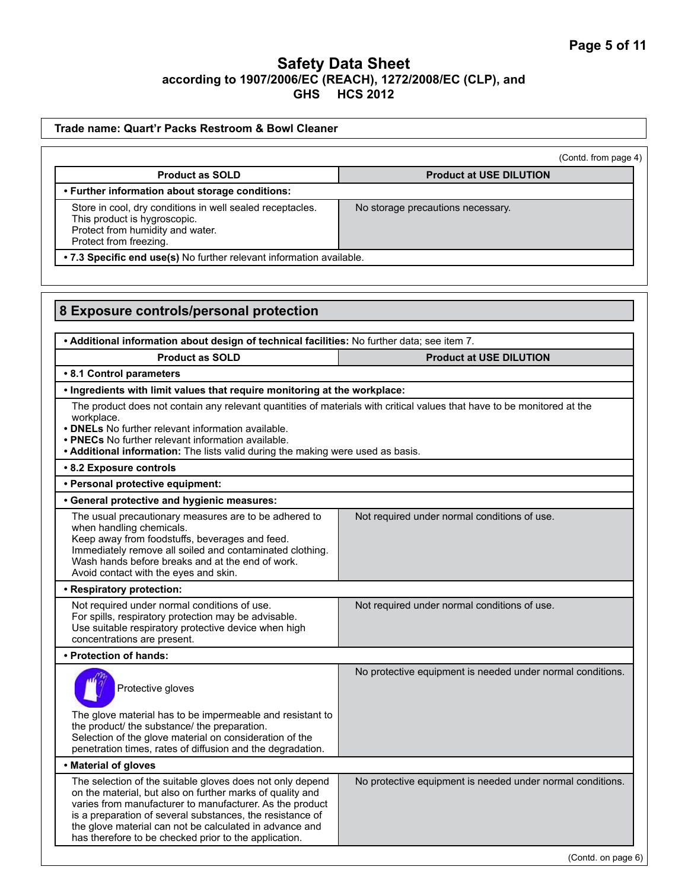# Safety Data Sheet
**according to 1907/2006/EC (REACH), 1272/2008/EC (CLP), and GHS HCS 2012**

**Trade name: Quart'r Packs Restroom & Bowl Cleaner**

(Contd. from page 4)

| Product as SOLD | Product at USE DILUTION |
|---|---|
| **• Further information about storage conditions:** | |
| Store in cool, dry conditions in well sealed receptacles.<br>This product is hygroscopic.<br>Protect from humidity and water.<br>Protect from freezing. | No storage precautions necessary. |
| **• 7.3 Specific end use(s)** No further relevant information available. | |

## 8 Exposure controls/personal protection

**• Additional information about design of technical facilities:** No further data; see item 7.

| Product as SOLD | Product at USE DILUTION |
|---|---|
| **• 8.1 Control parameters** | |
| **• Ingredients with limit values that require monitoring at the workplace:** | |
| The product does not contain any relevant quantities of materials with critical values that have to be monitored at the workplace.<br>**• DNELs** No further relevant information available.<br>**• PNECs** No further relevant information available.<br>**• Additional information:** The lists valid during the making were used as basis. | |
| **• 8.2 Exposure controls** | |
| **• Personal protective equipment:** | |
| **• General protective and hygienic measures:** | |
| The usual precautionary measures are to be adhered to when handling chemicals.<br>Keep away from foodstuffs, beverages and feed.<br>Immediately remove all soiled and contaminated clothing.<br>Wash hands before breaks and at the end of work.<br>Avoid contact with the eyes and skin. | Not required under normal conditions of use. |
| **• Respiratory protection:** | |
| Not required under normal conditions of use.<br>For spills, respiratory protection may be advisable.<br>Use suitable respiratory protective device when high concentrations are present. | Not required under normal conditions of use. |
| **• Protection of hands:** | |
| Protective gloves<br>The glove material has to be impermeable and resistant to the product/ the substance/ the preparation.<br>Selection of the glove material on consideration of the penetration times, rates of diffusion and the degradation. | No protective equipment is needed under normal conditions. |
| **• Material of gloves** | |
| The selection of the suitable gloves does not only depend on the material, but also on further marks of quality and varies from manufacturer to manufacturer. As the product is a preparation of several substances, the resistance of the glove material can not be calculated in advance and has therefore to be checked prior to the application. | No protective equipment is needed under normal conditions. |

(Contd. on page 6)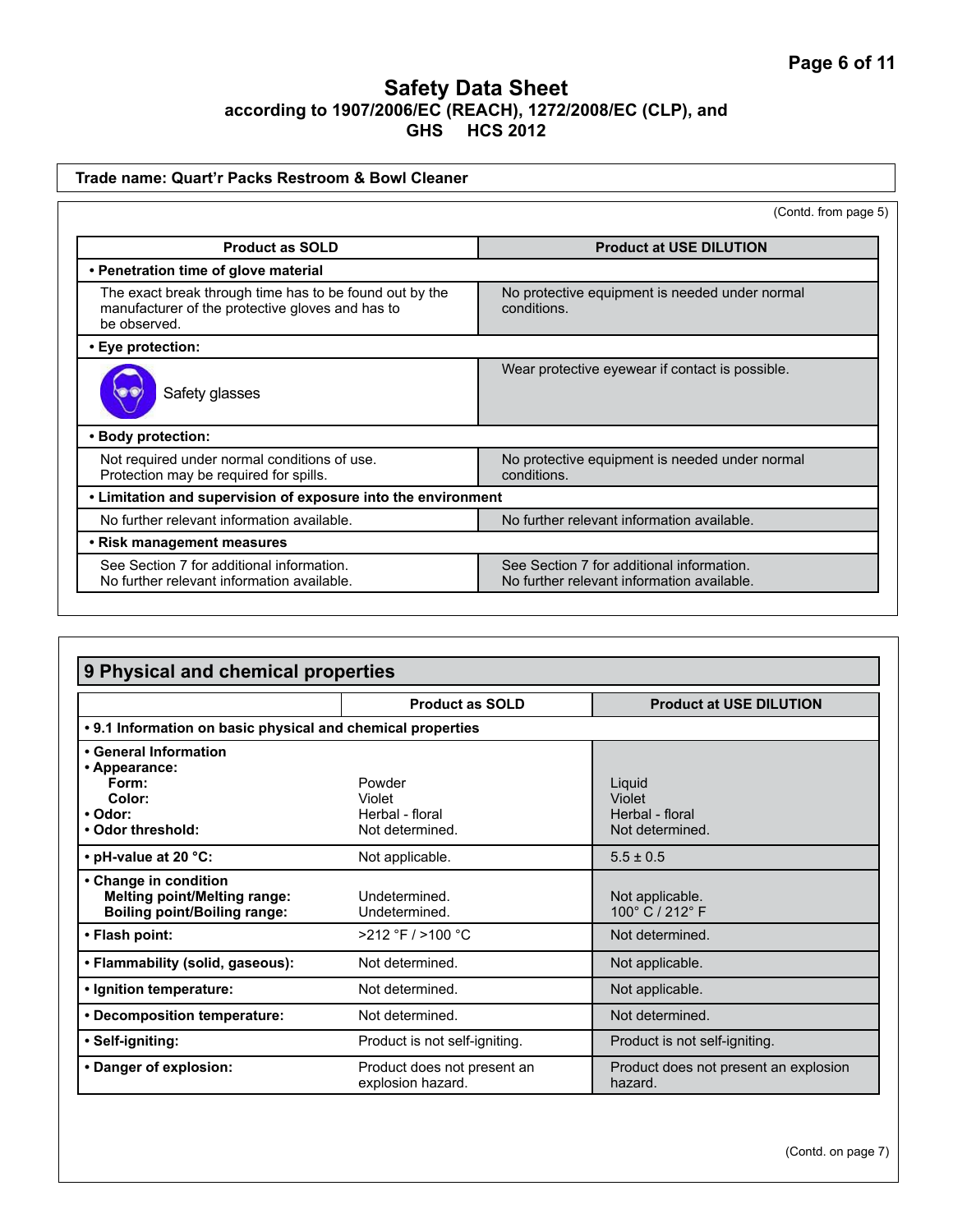# Safety Data Sheet
## according to 1907/2006/EC (REACH), 1272/2008/EC (CLP), and GHS HCS 2012

**Trade name: Quart'r Packs Restroom & Bowl Cleaner**

(Contd. from page 5)

| Product as SOLD | Product at USE DILUTION |
|---|---|
| **• Penetration time of glove material** | |
| The exact break through time has to be found out by the manufacturer of the protective gloves and has to be observed. | No protective equipment is needed under normal conditions. |
| **• Eye protection:** | |
| Safety glasses | Wear protective eyewear if contact is possible. |
| **• Body protection:** | |
| Not required under normal conditions of use. Protection may be required for spills. | No protective equipment is needed under normal conditions. |
| **• Limitation and supervision of exposure into the environment** | |
| No further relevant information available. | No further relevant information available. |
| **• Risk management measures** | |
| See Section 7 for additional information. No further relevant information available. | See Section 7 for additional information. No further relevant information available. |

## 9 Physical and chemical properties

| | Product as SOLD | Product at USE DILUTION |
|---|---|---|
| **• 9.1 Information on basic physical and chemical properties** | | |
| **• General Information** | | |
| **• Appearance:** | | |
| **Form:** | Powder | Liquid |
| **Color:** | Violet | Violet |
| **• Odor:** | Herbal - floral | Herbal - floral |
| **• Odor threshold:** | Not determined. | Not determined. |
| **• pH-value at 20 °C:** | Not applicable. | 5.5 ± 0.5 |
| **• Change in condition** | | |
| **Melting point/Melting range:** | Undetermined. | Not applicable. |
| **Boiling point/Boiling range:** | Undetermined. | 100° C / 212° F |
| **• Flash point:** | >212 °F / >100 °C | Not determined. |
| **• Flammability (solid, gaseous):** | Not determined. | Not applicable. |
| **• Ignition temperature:** | Not determined. | Not applicable. |
| **• Decomposition temperature:** | Not determined. | Not determined. |
| **• Self-igniting:** | Product is not self-igniting. | Product is not self-igniting. |
| **• Danger of explosion:** | Product does not present an explosion hazard. | Product does not present an explosion hazard. |

(Contd. on page 7)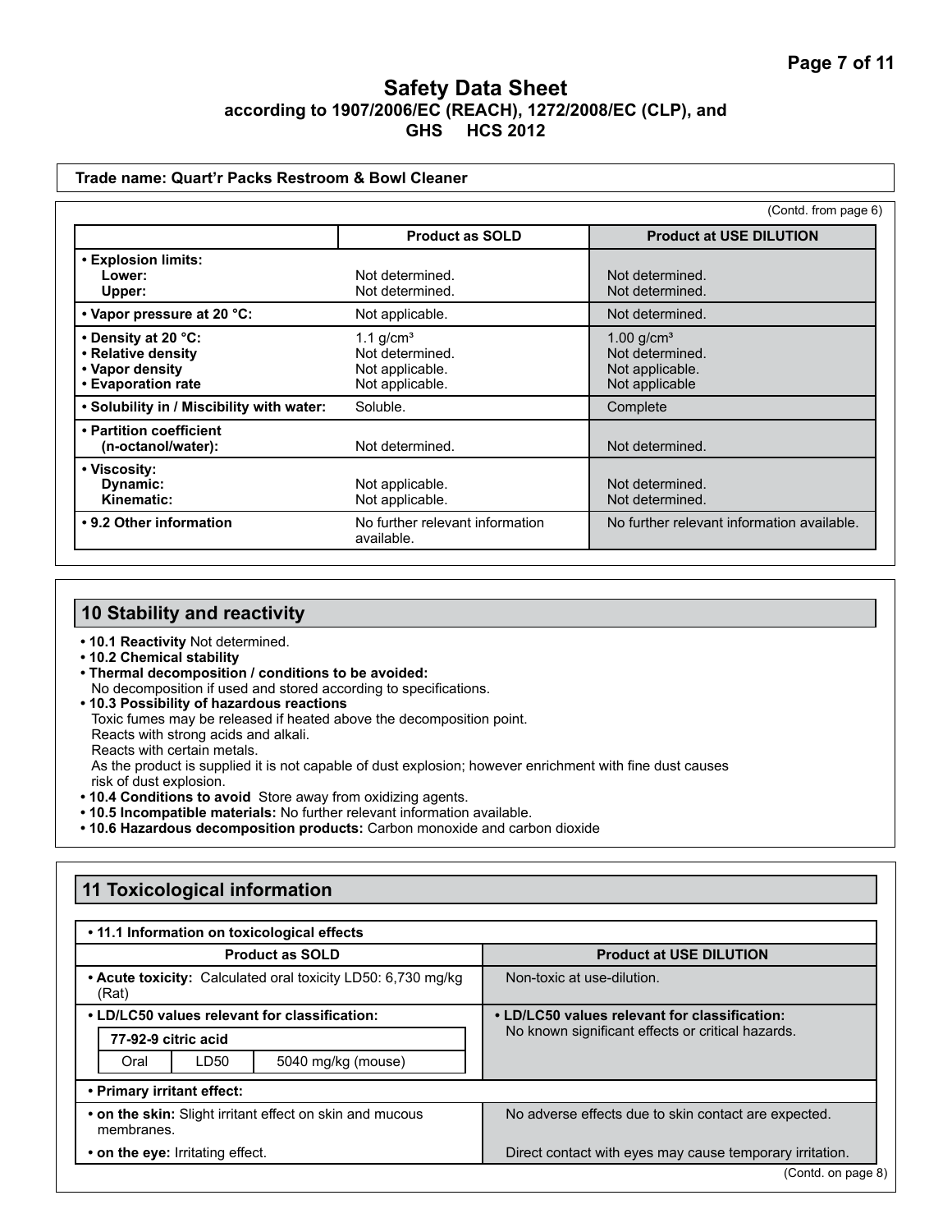# Safety Data Sheet

**according to 1907/2006/EC (REACH), 1272/2008/EC (CLP), and GHS HCS 2012**

**Trade name: Quart'r Packs Restroom & Bowl Cleaner**

(Contd. from page 6)

| | Product as SOLD | Product at USE DILUTION |
|---|---|---|
| **• Explosion limits:** | | |
| **Lower:** | Not determined. | Not determined. |
| **Upper:** | Not determined. | Not determined. |
| **• Vapor pressure at 20 °C:** | Not applicable. | Not determined. |
| **• Density at 20 °C:** | 1.1 g/cm³ | 1.00 g/cm³ |
| **• Relative density** | Not determined. | Not determined. |
| **• Vapor density** | Not applicable. | Not applicable. |
| **• Evaporation rate** | Not applicable. | Not applicable |
| **• Solubility in / Miscibility with water:** | Soluble. | Complete |
| **• Partition coefficient (n-octanol/water):** | Not determined. | Not determined. |
| **• Viscosity:** | | |
| **Dynamic:** | Not applicable. | Not determined. |
| **Kinematic:** | Not applicable. | Not determined. |
| **• 9.2 Other information** | No further relevant information available. | No further relevant information available. |

## 10 Stability and reactivity

- **10.1 Reactivity** Not determined.
- **10.2 Chemical stability**
- **Thermal decomposition / conditions to be avoided:**
  No decomposition if used and stored according to specifications.
- **10.3 Possibility of hazardous reactions**
  Toxic fumes may be released if heated above the decomposition point.
  Reacts with strong acids and alkali.
  Reacts with certain metals.
  As the product is supplied it is not capable of dust explosion; however enrichment with fine dust causes risk of dust explosion.
- **10.4 Conditions to avoid** Store away from oxidizing agents.
- **10.5 Incompatible materials:** No further relevant information available.
- **10.6 Hazardous decomposition products:** Carbon monoxide and carbon dioxide

## 11 Toxicological information

**• 11.1 Information on toxicological effects**

| Product as SOLD | Product at USE DILUTION |
|---|---|
| **• Acute toxicity:** Calculated oral toxicity LD50: 6,730 mg/kg (Rat) | Non-toxic at use-dilution. |
| **• LD/LC50 values relevant for classification:** | **• LD/LC50 values relevant for classification:** No known significant effects or critical hazards. |
| **77-92-9 citric acid** — Oral / LD50 / 5040 mg/kg (mouse) | |
| **• Primary irritant effect:** | |
| **• on the skin:** Slight irritant effect on skin and mucous membranes. | No adverse effects due to skin contact are expected. |
| **• on the eye:** Irritating effect. | Direct contact with eyes may cause temporary irritation. |

(Contd. on page 8)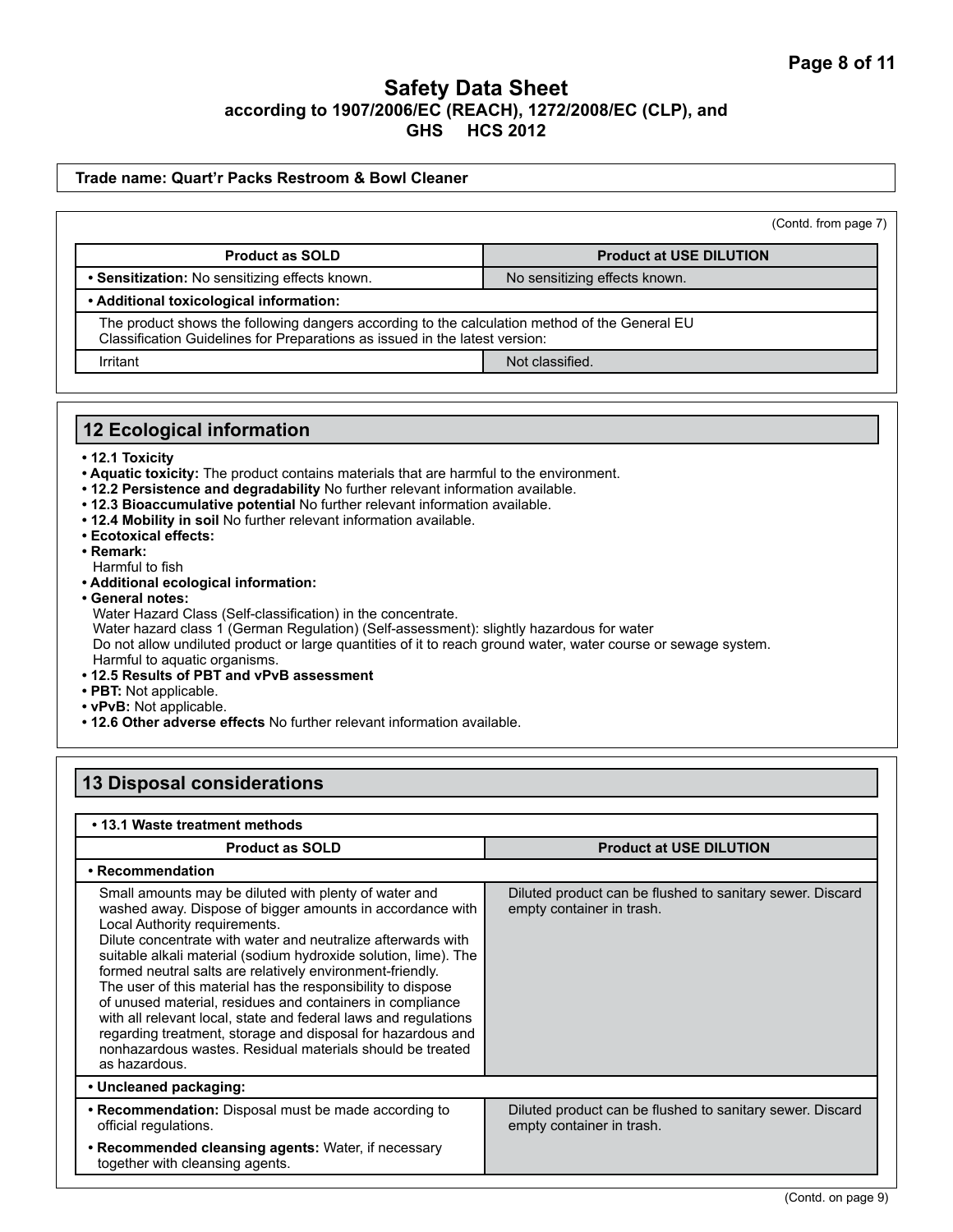# Safety Data Sheet

**according to 1907/2006/EC (REACH), 1272/2008/EC (CLP), and GHS HCS 2012**

**Trade name: Quart'r Packs Restroom & Bowl Cleaner**

(Contd. from page 7)

| Product as SOLD | Product at USE DILUTION |
|---|---|
| • **Sensitization:** No sensitizing effects known. | No sensitizing effects known. |
| • **Additional toxicological information:** | |
| The product shows the following dangers according to the calculation method of the General EU Classification Guidelines for Preparations as issued in the latest version: | |
| Irritant | Not classified. |

## 12 Ecological information

- **12.1 Toxicity**
- **Aquatic toxicity:** The product contains materials that are harmful to the environment.
- **12.2 Persistence and degradability** No further relevant information available.
- **12.3 Bioaccumulative potential** No further relevant information available.
- **12.4 Mobility in soil** No further relevant information available.
- **Ecotoxical effects:**
- **Remark:**
  Harmful to fish
- **Additional ecological information:**
- **General notes:**
  Water Hazard Class (Self-classification) in the concentrate.
  Water hazard class 1 (German Regulation) (Self-assessment): slightly hazardous for water
  Do not allow undiluted product or large quantities of it to reach ground water, water course or sewage system.
  Harmful to aquatic organisms.
- **12.5 Results of PBT and vPvB assessment**
- **PBT:** Not applicable.
- **vPvB:** Not applicable.
- **12.6 Other adverse effects** No further relevant information available.

## 13 Disposal considerations

| • 13.1 Waste treatment methods | |
|---|---|
| **Product as SOLD** | **Product at USE DILUTION** |
| • **Recommendation** | |
| Small amounts may be diluted with plenty of water and washed away. Dispose of bigger amounts in accordance with Local Authority requirements. Dilute concentrate with water and neutralize afterwards with suitable alkali material (sodium hydroxide solution, lime). The formed neutral salts are relatively environment-friendly. The user of this material has the responsibility to dispose of unused material, residues and containers in compliance with all relevant local, state and federal laws and regulations regarding treatment, storage and disposal for hazardous and nonhazardous wastes. Residual materials should be treated as hazardous. | Diluted product can be flushed to sanitary sewer. Discard empty container in trash. |
| • **Uncleaned packaging:** | |
| • **Recommendation:** Disposal must be made according to official regulations. • **Recommended cleansing agents:** Water, if necessary together with cleansing agents. | Diluted product can be flushed to sanitary sewer. Discard empty container in trash. |

(Contd. on page 9)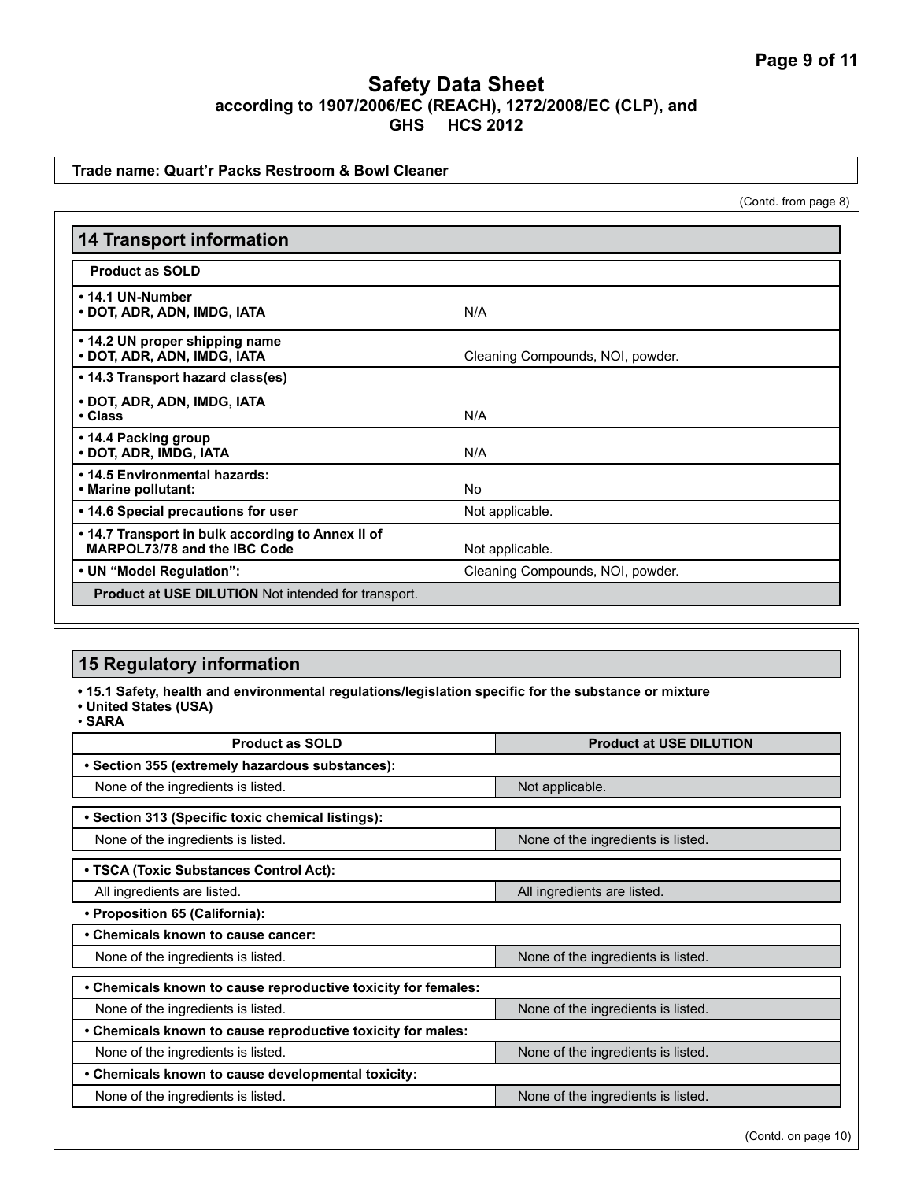# Safety Data Sheet
**according to 1907/2006/EC (REACH), 1272/2008/EC (CLP), and GHS HCS 2012**

**Trade name: Quart'r Packs Restroom & Bowl Cleaner**

(Contd. from page 8)

## 14 Transport information

| **Product as SOLD** | |
|---|---|
| **• 14.1 UN-Number**<br>**• DOT, ADR, ADN, IMDG, IATA** | N/A |
| **• 14.2 UN proper shipping name**<br>**• DOT, ADR, ADN, IMDG, IATA** | Cleaning Compounds, NOI, powder. |
| **• 14.3 Transport hazard class(es)**<br>**• DOT, ADR, ADN, IMDG, IATA**<br>**• Class** | N/A |
| **• 14.4 Packing group**<br>**• DOT, ADR, IMDG, IATA** | N/A |
| **• 14.5 Environmental hazards:**<br>**• Marine pollutant:** | No |
| **• 14.6 Special precautions for user** | Not applicable. |
| **• 14.7 Transport in bulk according to Annex II of MARPOL73/78 and the IBC Code** | Not applicable. |
| **• UN "Model Regulation":** | Cleaning Compounds, NOI, powder. |
| **Product at USE DILUTION** Not intended for transport. | |

## 15 Regulatory information

**• 15.1 Safety, health and environmental regulations/legislation specific for the substance or mixture**
**• United States (USA)**
**• SARA**

| **Product as SOLD** | **Product at USE DILUTION** |
|---|---|
| **• Section 355 (extremely hazardous substances):** | |
| None of the ingredients is listed. | Not applicable. |
| **• Section 313 (Specific toxic chemical listings):** | |
| None of the ingredients is listed. | None of the ingredients is listed. |
| **• TSCA (Toxic Substances Control Act):** | |
| All ingredients are listed. | All ingredients are listed. |
| **• Proposition 65 (California):** | |
| **• Chemicals known to cause cancer:** | |
| None of the ingredients is listed. | None of the ingredients is listed. |
| **• Chemicals known to cause reproductive toxicity for females:** | |
| None of the ingredients is listed. | None of the ingredients is listed. |
| **• Chemicals known to cause reproductive toxicity for males:** | |
| None of the ingredients is listed. | None of the ingredients is listed. |
| **• Chemicals known to cause developmental toxicity:** | |
| None of the ingredients is listed. | None of the ingredients is listed. |

(Contd. on page 10)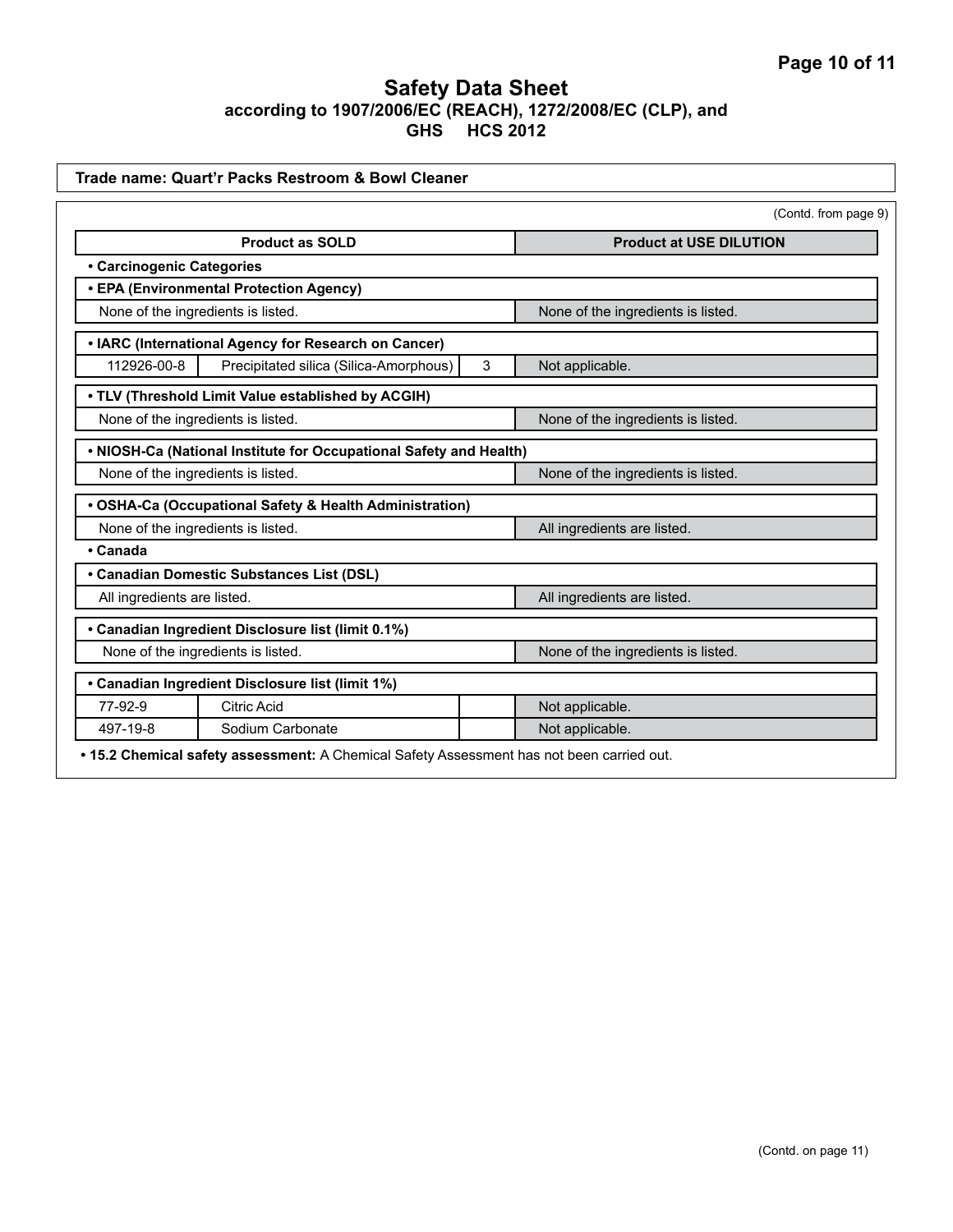# Safety Data Sheet
**according to 1907/2006/EC (REACH), 1272/2008/EC (CLP), and GHS HCS 2012**

**Trade name: Quart'r Packs Restroom & Bowl Cleaner**

(Contd. from page 9)

| Product as SOLD | | | Product at USE DILUTION |
|---|---|---|---|
| **• Carcinogenic Categories** | | | |
| **• EPA (Environmental Protection Agency)** | | | |
| None of the ingredients is listed. | | | None of the ingredients is listed. |
| **• IARC (International Agency for Research on Cancer)** | | | |
| 112926-00-8 | Precipitated silica (Silica-Amorphous) | 3 | Not applicable. |
| **• TLV (Threshold Limit Value established by ACGIH)** | | | |
| None of the ingredients is listed. | | | None of the ingredients is listed. |
| **• NIOSH-Ca (National Institute for Occupational Safety and Health)** | | | |
| None of the ingredients is listed. | | | None of the ingredients is listed. |
| **• OSHA-Ca (Occupational Safety & Health Administration)** | | | |
| None of the ingredients is listed. | | | All ingredients are listed. |
| **• Canada** | | | |
| **• Canadian Domestic Substances List (DSL)** | | | |
| All ingredients are listed. | | | All ingredients are listed. |
| **• Canadian Ingredient Disclosure list (limit 0.1%)** | | | |
| None of the ingredients is listed. | | | None of the ingredients is listed. |
| **• Canadian Ingredient Disclosure list (limit 1%)** | | | |
| 77-92-9 | Citric Acid | | Not applicable. |
| 497-19-8 | Sodium Carbonate | | Not applicable. |

**• 15.2 Chemical safety assessment:** A Chemical Safety Assessment has not been carried out.

(Contd. on page 11)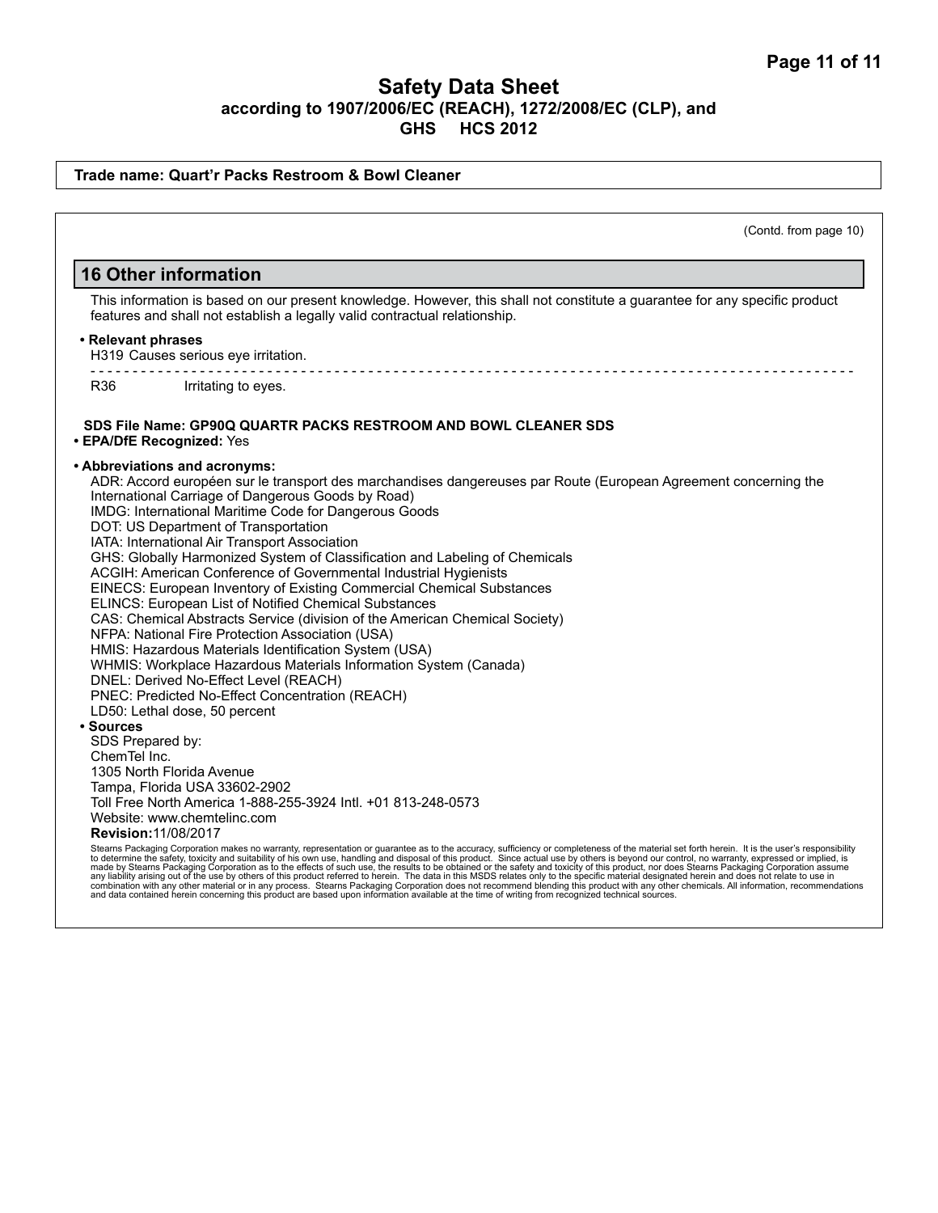Trade name: Quart'r Packs Restroom & Bowl Cleaner

(Contd. from page 10)

## 16 Other information

This information is based on our present knowledge. However, this shall not constitute a guarantee for any specific product features and shall not establish a legally valid contractual relationship.

- **Relevant phrases**

  H319 Causes serious eye irritation.

  - - - - - - - - - - - - - - - - - - - - - - - - - - - - - - - - - - - - - - - - - - - - - - - - -

  R36 Irritating to eyes.

**SDS File Name: GP90Q QUARTR PACKS RESTROOM AND BOWL CLEANER SDS**

- **EPA/DfE Recognized:** Yes

- **Abbreviations and acronyms:**

  ADR: Accord européen sur le transport des marchandises dangereuses par Route (European Agreement concerning the International Carriage of Dangerous Goods by Road)
  IMDG: International Maritime Code for Dangerous Goods
  DOT: US Department of Transportation
  IATA: International Air Transport Association
  GHS: Globally Harmonized System of Classification and Labeling of Chemicals
  ACGIH: American Conference of Governmental Industrial Hygienists
  EINECS: European Inventory of Existing Commercial Chemical Substances
  ELINCS: European List of Notified Chemical Substances
  CAS: Chemical Abstracts Service (division of the American Chemical Society)
  NFPA: National Fire Protection Association (USA)
  HMIS: Hazardous Materials Identification System (USA)
  WHMIS: Workplace Hazardous Materials Information System (Canada)
  DNEL: Derived No-Effect Level (REACH)
  PNEC: Predicted No-Effect Concentration (REACH)
  LD50: Lethal dose, 50 percent

- **Sources**

  SDS Prepared by:
  ChemTel Inc.
  1305 North Florida Avenue
  Tampa, Florida USA 33602-2902
  Toll Free North America 1-888-255-3924 Intl. +01 813-248-0573
  Website: www.chemtelinc.com

  **Revision:**11/08/2017

Stearns Packaging Corporation makes no warranty, representation or guarantee as to the accuracy, sufficiency or completeness of the material set forth herein. It is the user's responsibility to determine the safety, toxicity and suitability of his own use, handling and disposal of this product. Since actual use by others is beyond our control, no warranty, expressed or implied, is made by Stearns Packaging Corporation as to the effects of such use, the results to be obtained or the safety and toxicity of this product, nor does Stearns Packaging Corporation assume any liability arising out of the use by others of this product referred to herein. The data in this MSDS relates only to the specific material designated herein and does not relate to use in combination with any other material or in any process. Stearns Packaging Corporation does not recommend blending this product with any other chemicals. All information, recommendations and data contained herein concerning this product are based upon information available at the time of writing from recognized technical sources.